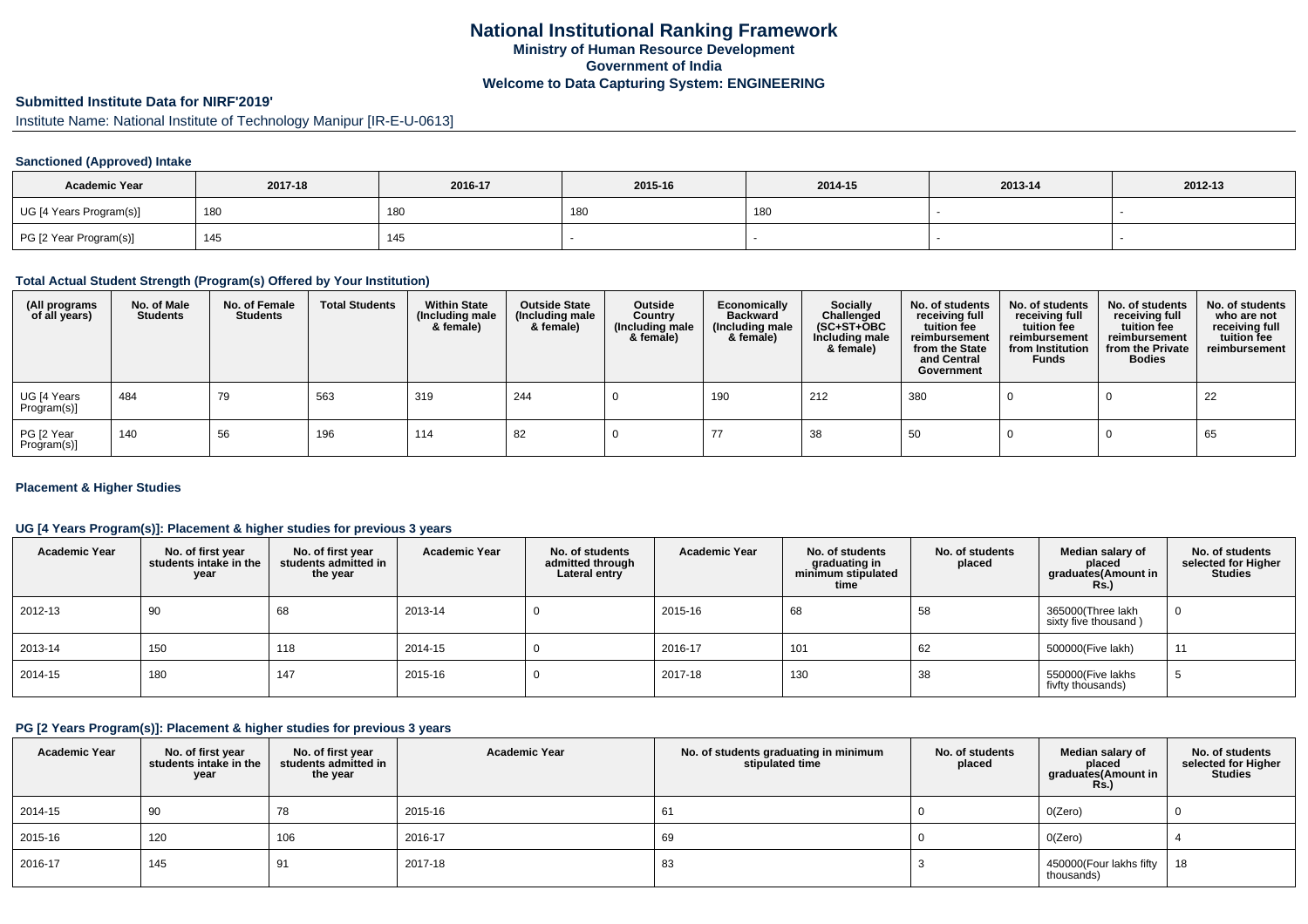# National Institutional Ranking Framework

**Ministry of Human Resource Development**

**Government of India**

**Welcome to Data Capturing System: ENGINEERING**

## Submitted Institute Data for NIRF'2019'

Institute Name: National Institute of Technology Manipur [IR-E-U-0613]

### Sanctioned (Approved) Intake

| Academic Year | 2017-18 | 2016-17 | 2015-16 | 2014-15 | 2013-14 | 2012-13 |
|---|---|---|---|---|---|---|
| UG [4 Years Program(s)] | 180 | 180 | 180 | 180 | - | - |
| PG [2 Year Program(s)] | 145 | 145 | - | - | - | - |

### Total Actual Student Strength (Program(s) Offered by Your Institution)

| (All programs of all years) | No. of Male Students | No. of Female Students | Total Students | Within State (Including male & female) | Outside State (Including male & female) | Outside Country (Including male & female) | Economically Backward (Including male & female) | Socially Challenged (SC+ST+OBC Including male & female) | No. of students receiving full tuition fee reimbursement from the State and Central Government | No. of students receiving full tuition fee reimbursement from Institution Funds | No. of students receiving full tuition fee reimbursement from the Private Bodies | No. of students who are not receiving full tuition fee reimbursement |
|---|---|---|---|---|---|---|---|---|---|---|---|---|
| UG [4 Years Program(s)] | 484 | 79 | 563 | 319 | 244 | 0 | 190 | 212 | 380 | 0 | 0 | 22 |
| PG [2 Year Program(s)] | 140 | 56 | 196 | 114 | 82 | 0 | 77 | 38 | 50 | 0 | 0 | 65 |

### Placement & Higher Studies

### UG [4 Years Program(s)]: Placement & higher studies for previous 3 years

| Academic Year | No. of first year students intake in the year | No. of first year students admitted in the year | Academic Year | No. of students admitted through Lateral entry | Academic Year | No. of students graduating in minimum stipulated time | No. of students placed | Median salary of placed graduates(Amount in Rs.) | No. of students selected for Higher Studies |
|---|---|---|---|---|---|---|---|---|---|
| 2012-13 | 90 | 68 | 2013-14 | 0 | 2015-16 | 68 | 58 | 365000(Three lakh sixty five thousand ) | 0 |
| 2013-14 | 150 | 118 | 2014-15 | 0 | 2016-17 | 101 | 62 | 500000(Five lakh) | 11 |
| 2014-15 | 180 | 147 | 2015-16 | 0 | 2017-18 | 130 | 38 | 550000(Five lakhs fivfty thousands) | 5 |

### PG [2 Years Program(s)]: Placement & higher studies for previous 3 years

| Academic Year | No. of first year students intake in the year | No. of first year students admitted in the year | Academic Year | No. of students graduating in minimum stipulated time | No. of students placed | Median salary of placed graduates(Amount in Rs.) | No. of students selected for Higher Studies |
|---|---|---|---|---|---|---|---|
| 2014-15 | 90 | 78 | 2015-16 | 61 | 0 | 0(Zero) | 0 |
| 2015-16 | 120 | 106 | 2016-17 | 69 | 0 | 0(Zero) | 4 |
| 2016-17 | 145 | 91 | 2017-18 | 83 | 3 | 450000(Four lakhs fifty thousands) | 18 |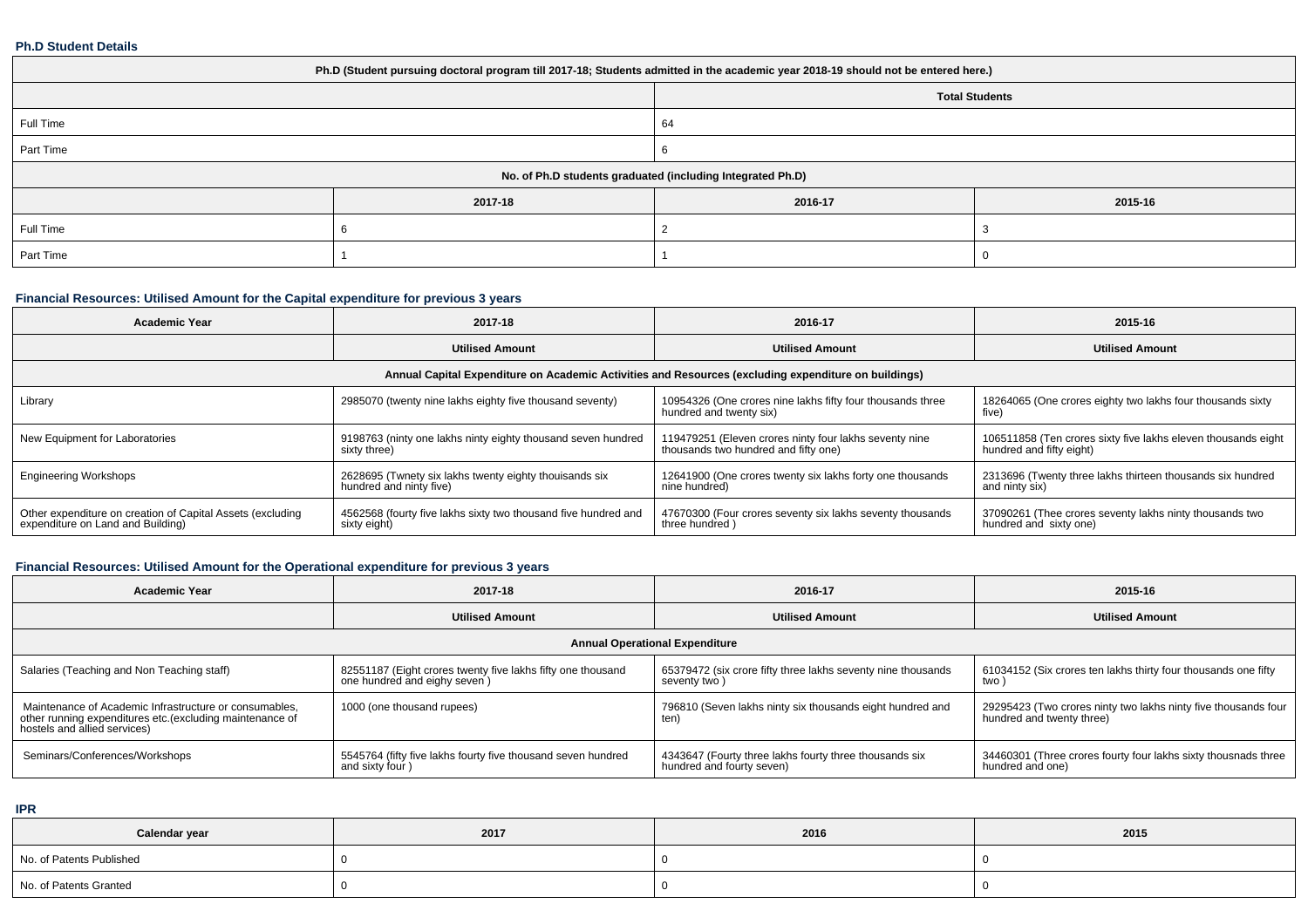### Ph.D Student Details

| Ph.D (Student pursuing doctoral program till 2017-18; Students admitted in the academic year 2018-19 should not be entered here.) | | | |
|---|---|---|---|
| | | Total Students | |
| Full Time | | 64 | |
| Part Time | | 6 | |
| No. of Ph.D students graduated (including Integrated Ph.D) | | | |
| | 2017-18 | 2016-17 | 2015-16 |
| Full Time | 6 | 2 | 3 |
| Part Time | 1 | 1 | 0 |

### Financial Resources: Utilised Amount for the Capital expenditure for previous 3 years

| Academic Year | 2017-18 | 2016-17 | 2015-16 |
|---|---|---|---|
| | Utilised Amount | Utilised Amount | Utilised Amount |
| Annual Capital Expenditure on Academic Activities and Resources (excluding expenditure on buildings) | | | |
| Library | 2985070 (twenty nine lakhs eighty five thousand seventy) | 10954326 (One crores nine lakhs fifty four thousands three hundred and twenty six) | 18264065 (One crores eighty two lakhs four thousands sixty five) |
| New Equipment for Laboratories | 9198763 (ninty one lakhs ninty eighty thousand seven hundred sixty three) | 119479251 (Eleven crores ninty four lakhs seventy nine thousands two hundred and fifty one) | 106511858 (Ten crores sixty five lakhs eleven thousands eight hundred and fifty eight) |
| Engineering Workshops | 2628695 (Twnety six lakhs twenty eighty thouisands six hundred and ninty five) | 12641900 (One crores twenty six lakhs forty one thousands nine hundred) | 2313696 (Twenty three lakhs thirteen thousands six hundred and ninty six) |
| Other expenditure on creation of Capital Assets (excluding expenditure on Land and Building) | 4562568 (fourty five lakhs sixty two thousand five hundred and sixty eight) | 47670300 (Four crores seventy six lakhs seventy thousands three hundred ) | 37090261 (Thee crores seventy lakhs ninty thousands two hundred and sixty one) |

### Financial Resources: Utilised Amount for the Operational expenditure for previous 3 years

| Academic Year | 2017-18 | 2016-17 | 2015-16 |
|---|---|---|---|
| | Utilised Amount | Utilised Amount | Utilised Amount |
| Annual Operational Expenditure | | | |
| Salaries (Teaching and Non Teaching staff) | 82551187 (Eight crores twenty five lakhs fifty one thousand one hundred and eighy seven ) | 65379472 (six crore fifty three lakhs seventy nine thousands seventy two ) | 61034152 (Six crores ten lakhs thirty four thousands one fifty two ) |
| Maintenance of Academic Infrastructure or consumables, other running expenditures etc.(excluding maintenance of hostels and allied services) | 1000 (one thousand rupees) | 796810 (Seven lakhs ninty six thousands eight hundred and ten) | 29295423 (Two crores ninty two lakhs ninty five thousands four hundred and twenty three) |
| Seminars/Conferences/Workshops | 5545764 (fifty five lakhs fourty five thousand seven hundred and sixty four ) | 4343647 (Fourty three lakhs fourty three thousands six hundred and fourty seven) | 34460301 (Three crores fourty four lakhs sixty thousnads three hundred and one) |

### IPR

| Calendar year | 2017 | 2016 | 2015 |
|---|---|---|---|
| No. of Patents Published | 0 | 0 | 0 |
| No. of Patents Granted | 0 | 0 | 0 |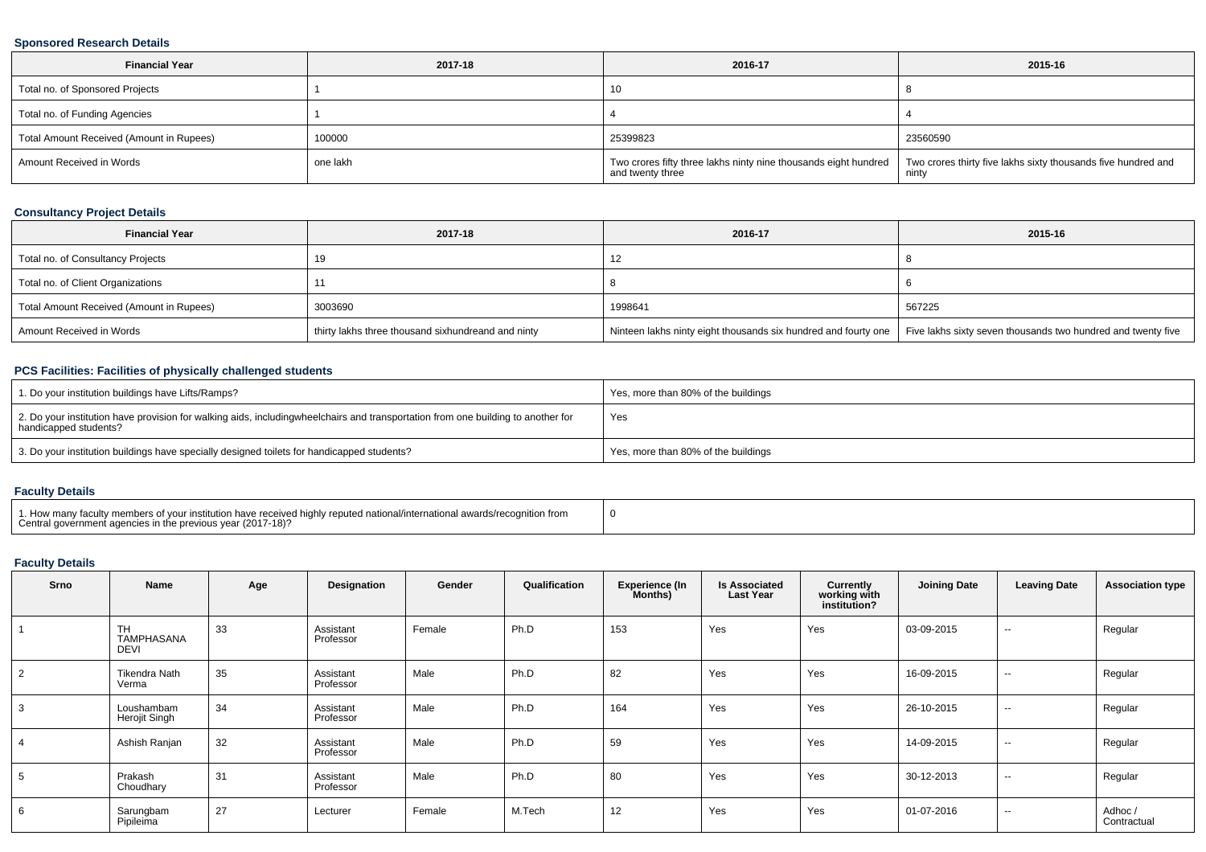### Sponsored Research Details

| Financial Year | 2017-18 | 2016-17 | 2015-16 |
|---|---|---|---|
| Total no. of Sponsored Projects | 1 | 10 | 8 |
| Total no. of Funding Agencies | 1 | 4 | 4 |
| Total Amount Received (Amount in Rupees) | 100000 | 25399823 | 23560590 |
| Amount Received in Words | one lakh | Two crores fifty three lakhs ninty nine thousands eight hundred and twenty three | Two crores thirty five lakhs sixty thousands five hundred and ninty |

### Consultancy Project Details

| Financial Year | 2017-18 | 2016-17 | 2015-16 |
|---|---|---|---|
| Total no. of Consultancy Projects | 19 | 12 | 8 |
| Total no. of Client Organizations | 11 | 8 | 6 |
| Total Amount Received (Amount in Rupees) | 3003690 | 1998641 | 567225 |
| Amount Received in Words | thirty lakhs three thousand sixhundreand and ninty | Ninteen lakhs ninty eight thousands six hundred and fourty one | Five lakhs sixty seven thousands two hundred and twenty five |

### PCS Facilities: Facilities of physically challenged students

| | |
|---|---|
| 1. Do your institution buildings have Lifts/Ramps? | Yes, more than 80% of the buildings |
| 2. Do your institution have provision for walking aids, includingwheelchairs and transportation from one building to another for handicapped students? | Yes |
| 3. Do your institution buildings have specially designed toilets for handicapped students? | Yes, more than 80% of the buildings |

### Faculty Details

| | |
|---|---|
| 1. How many faculty members of your institution have received highly reputed national/international awards/recognition from Central government agencies in the previous year (2017-18)? | 0 |

### Faculty Details

| Srno | Name | Age | Designation | Gender | Qualification | Experience (In Months) | Is Associated Last Year | Currently working with institution? | Joining Date | Leaving Date | Association type |
|---|---|---|---|---|---|---|---|---|---|---|---|
| 1 | TH TAMPHASANA DEVI | 33 | Assistant Professor | Female | Ph.D | 153 | Yes | Yes | 03-09-2015 | -- | Regular |
| 2 | Tikendra Nath Verma | 35 | Assistant Professor | Male | Ph.D | 82 | Yes | Yes | 16-09-2015 | -- | Regular |
| 3 | Loushambam Herojit Singh | 34 | Assistant Professor | Male | Ph.D | 164 | Yes | Yes | 26-10-2015 | -- | Regular |
| 4 | Ashish Ranjan | 32 | Assistant Professor | Male | Ph.D | 59 | Yes | Yes | 14-09-2015 | -- | Regular |
| 5 | Prakash Choudhary | 31 | Assistant Professor | Male | Ph.D | 80 | Yes | Yes | 30-12-2013 | -- | Regular |
| 6 | Sarungbam Pipileima | 27 | Lecturer | Female | M.Tech | 12 | Yes | Yes | 01-07-2016 | -- | Adhoc / Contractual |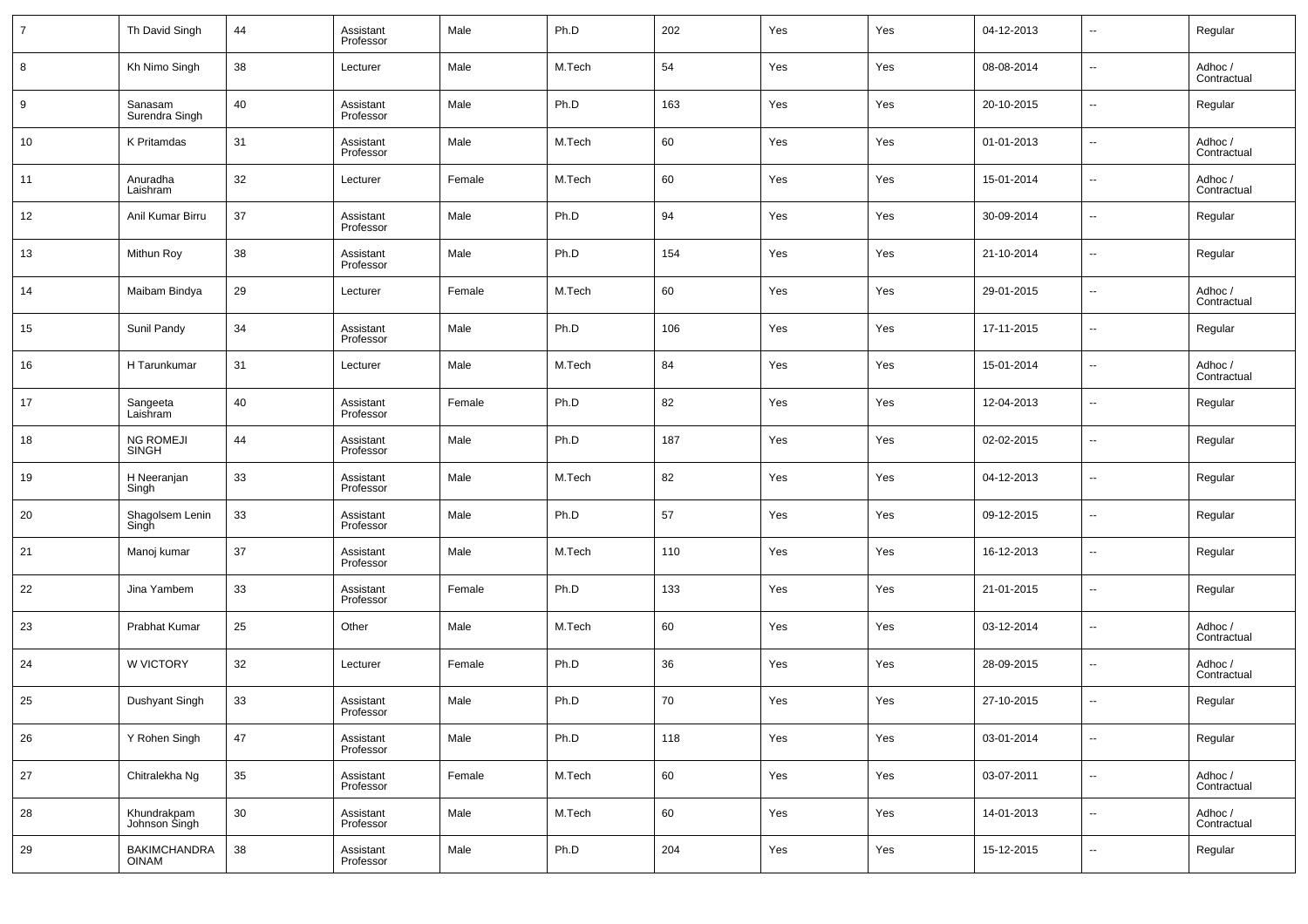| | | | | | | | | | | | |
|---|---|---|---|---|---|---|---|---|---|---|---|
| 7 | Th David Singh | 44 | Assistant Professor | Male | Ph.D | 202 | Yes | Yes | 04-12-2013 | -- | Regular |
| 8 | Kh Nimo Singh | 38 | Lecturer | Male | M.Tech | 54 | Yes | Yes | 08-08-2014 | -- | Adhoc / Contractual |
| 9 | Sanasam Surendra Singh | 40 | Assistant Professor | Male | Ph.D | 163 | Yes | Yes | 20-10-2015 | -- | Regular |
| 10 | K Pritamdas | 31 | Assistant Professor | Male | M.Tech | 60 | Yes | Yes | 01-01-2013 | -- | Adhoc / Contractual |
| 11 | Anuradha Laishram | 32 | Lecturer | Female | M.Tech | 60 | Yes | Yes | 15-01-2014 | -- | Adhoc / Contractual |
| 12 | Anil Kumar Birru | 37 | Assistant Professor | Male | Ph.D | 94 | Yes | Yes | 30-09-2014 | -- | Regular |
| 13 | Mithun Roy | 38 | Assistant Professor | Male | Ph.D | 154 | Yes | Yes | 21-10-2014 | -- | Regular |
| 14 | Maibam Bindya | 29 | Lecturer | Female | M.Tech | 60 | Yes | Yes | 29-01-2015 | -- | Adhoc / Contractual |
| 15 | Sunil Pandy | 34 | Assistant Professor | Male | Ph.D | 106 | Yes | Yes | 17-11-2015 | -- | Regular |
| 16 | H Tarunkumar | 31 | Lecturer | Male | M.Tech | 84 | Yes | Yes | 15-01-2014 | -- | Adhoc / Contractual |
| 17 | Sangeeta Laishram | 40 | Assistant Professor | Female | Ph.D | 82 | Yes | Yes | 12-04-2013 | -- | Regular |
| 18 | NG ROMEJI SINGH | 44 | Assistant Professor | Male | Ph.D | 187 | Yes | Yes | 02-02-2015 | -- | Regular |
| 19 | H Neeranjan Singh | 33 | Assistant Professor | Male | M.Tech | 82 | Yes | Yes | 04-12-2013 | -- | Regular |
| 20 | Shagolsem Lenin Singh | 33 | Assistant Professor | Male | Ph.D | 57 | Yes | Yes | 09-12-2015 | -- | Regular |
| 21 | Manoj kumar | 37 | Assistant Professor | Male | M.Tech | 110 | Yes | Yes | 16-12-2013 | -- | Regular |
| 22 | Jina Yambem | 33 | Assistant Professor | Female | Ph.D | 133 | Yes | Yes | 21-01-2015 | -- | Regular |
| 23 | Prabhat Kumar | 25 | Other | Male | M.Tech | 60 | Yes | Yes | 03-12-2014 | -- | Adhoc / Contractual |
| 24 | W VICTORY | 32 | Lecturer | Female | Ph.D | 36 | Yes | Yes | 28-09-2015 | -- | Adhoc / Contractual |
| 25 | Dushyant Singh | 33 | Assistant Professor | Male | Ph.D | 70 | Yes | Yes | 27-10-2015 | -- | Regular |
| 26 | Y Rohen Singh | 47 | Assistant Professor | Male | Ph.D | 118 | Yes | Yes | 03-01-2014 | -- | Regular |
| 27 | Chitralekha Ng | 35 | Assistant Professor | Female | M.Tech | 60 | Yes | Yes | 03-07-2011 | -- | Adhoc / Contractual |
| 28 | Khundrakpam Johnson Singh | 30 | Assistant Professor | Male | M.Tech | 60 | Yes | Yes | 14-01-2013 | -- | Adhoc / Contractual |
| 29 | BAKIMCHANDRA OINAM | 38 | Assistant Professor | Male | Ph.D | 204 | Yes | Yes | 15-12-2015 | -- | Regular |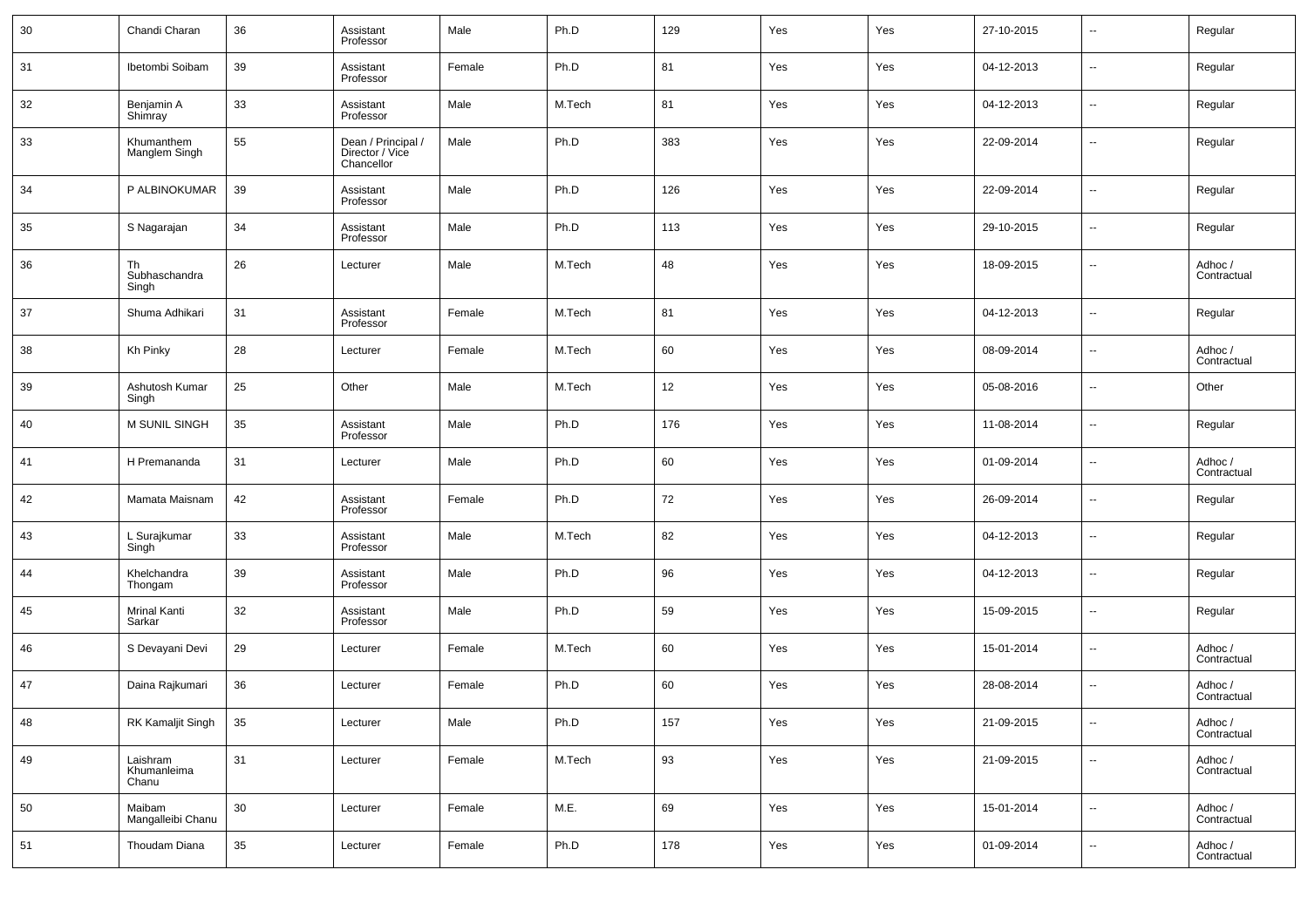| 30 | Chandi Charan | 36 | Assistant Professor | Male | Ph.D | 129 | Yes | Yes | 27-10-2015 | -- | Regular |
|---|---|---|---|---|---|---|---|---|---|---|---|
| 31 | Ibetombi Soibam | 39 | Assistant Professor | Female | Ph.D | 81 | Yes | Yes | 04-12-2013 | -- | Regular |
| 32 | Benjamin A Shimray | 33 | Assistant Professor | Male | M.Tech | 81 | Yes | Yes | 04-12-2013 | -- | Regular |
| 33 | Khumanthem Manglem Singh | 55 | Dean / Principal / Director / Vice Chancellor | Male | Ph.D | 383 | Yes | Yes | 22-09-2014 | -- | Regular |
| 34 | P ALBINOKUMAR | 39 | Assistant Professor | Male | Ph.D | 126 | Yes | Yes | 22-09-2014 | -- | Regular |
| 35 | S Nagarajan | 34 | Assistant Professor | Male | Ph.D | 113 | Yes | Yes | 29-10-2015 | -- | Regular |
| 36 | Th Subhaschandra Singh | 26 | Lecturer | Male | M.Tech | 48 | Yes | Yes | 18-09-2015 | -- | Adhoc / Contractual |
| 37 | Shuma Adhikari | 31 | Assistant Professor | Female | M.Tech | 81 | Yes | Yes | 04-12-2013 | -- | Regular |
| 38 | Kh Pinky | 28 | Lecturer | Female | M.Tech | 60 | Yes | Yes | 08-09-2014 | -- | Adhoc / Contractual |
| 39 | Ashutosh Kumar Singh | 25 | Other | Male | M.Tech | 12 | Yes | Yes | 05-08-2016 | -- | Other |
| 40 | M SUNIL SINGH | 35 | Assistant Professor | Male | Ph.D | 176 | Yes | Yes | 11-08-2014 | -- | Regular |
| 41 | H Premananda | 31 | Lecturer | Male | Ph.D | 60 | Yes | Yes | 01-09-2014 | -- | Adhoc / Contractual |
| 42 | Mamata Maisnam | 42 | Assistant Professor | Female | Ph.D | 72 | Yes | Yes | 26-09-2014 | -- | Regular |
| 43 | L Surajkumar Singh | 33 | Assistant Professor | Male | M.Tech | 82 | Yes | Yes | 04-12-2013 | -- | Regular |
| 44 | Khelchandra Thongam | 39 | Assistant Professor | Male | Ph.D | 96 | Yes | Yes | 04-12-2013 | -- | Regular |
| 45 | Mrinal Kanti Sarkar | 32 | Assistant Professor | Male | Ph.D | 59 | Yes | Yes | 15-09-2015 | -- | Regular |
| 46 | S Devayani Devi | 29 | Lecturer | Female | M.Tech | 60 | Yes | Yes | 15-01-2014 | -- | Adhoc / Contractual |
| 47 | Daina Rajkumari | 36 | Lecturer | Female | Ph.D | 60 | Yes | Yes | 28-08-2014 | -- | Adhoc / Contractual |
| 48 | RK Kamaljit Singh | 35 | Lecturer | Male | Ph.D | 157 | Yes | Yes | 21-09-2015 | -- | Adhoc / Contractual |
| 49 | Laishram Khumanleima Chanu | 31 | Lecturer | Female | M.Tech | 93 | Yes | Yes | 21-09-2015 | -- | Adhoc / Contractual |
| 50 | Maibam Mangalleibi Chanu | 30 | Lecturer | Female | M.E. | 69 | Yes | Yes | 15-01-2014 | -- | Adhoc / Contractual |
| 51 | Thoudam Diana | 35 | Lecturer | Female | Ph.D | 178 | Yes | Yes | 01-09-2014 | -- | Adhoc / Contractual |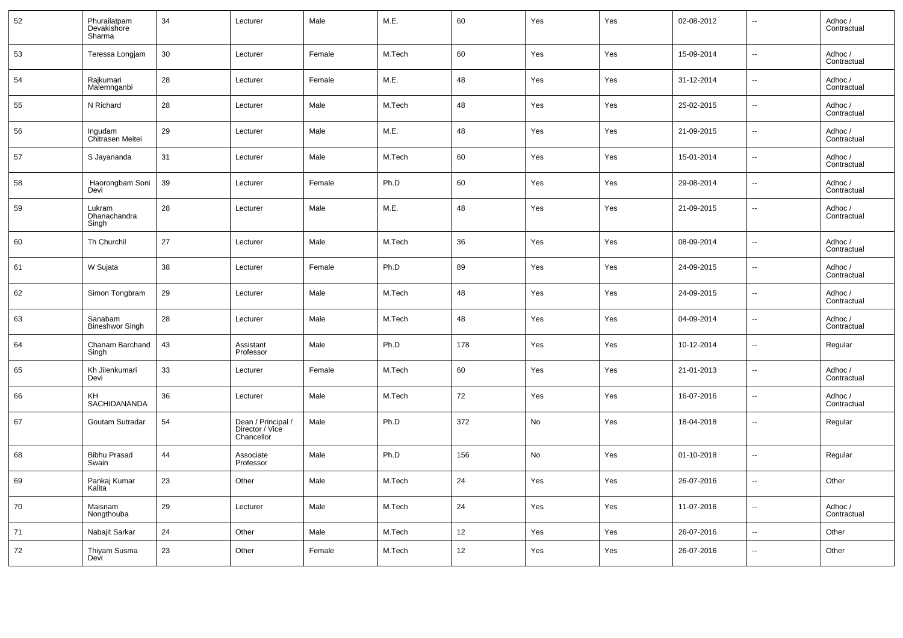| | | | | | | | | | | | |
|---|---|---|---|---|---|---|---|---|---|---|---|
| 52 | Phurailatpam Devakishore Sharma | 34 | Lecturer | Male | M.E. | 60 | Yes | Yes | 02-08-2012 | -- | Adhoc / Contractual |
| 53 | Teressa Longjam | 30 | Lecturer | Female | M.Tech | 60 | Yes | Yes | 15-09-2014 | -- | Adhoc / Contractual |
| 54 | Rajkumari Malemnganbi | 28 | Lecturer | Female | M.E. | 48 | Yes | Yes | 31-12-2014 | -- | Adhoc / Contractual |
| 55 | N Richard | 28 | Lecturer | Male | M.Tech | 48 | Yes | Yes | 25-02-2015 | -- | Adhoc / Contractual |
| 56 | Ingudam Chitrasen Meitei | 29 | Lecturer | Male | M.E. | 48 | Yes | Yes | 21-09-2015 | -- | Adhoc / Contractual |
| 57 | S Jayananda | 31 | Lecturer | Male | M.Tech | 60 | Yes | Yes | 15-01-2014 | -- | Adhoc / Contractual |
| 58 | Haorongbam Soni Devi | 39 | Lecturer | Female | Ph.D | 60 | Yes | Yes | 29-08-2014 | -- | Adhoc / Contractual |
| 59 | Lukram Dhanachandra Singh | 28 | Lecturer | Male | M.E. | 48 | Yes | Yes | 21-09-2015 | -- | Adhoc / Contractual |
| 60 | Th Churchil | 27 | Lecturer | Male | M.Tech | 36 | Yes | Yes | 08-09-2014 | -- | Adhoc / Contractual |
| 61 | W Sujata | 38 | Lecturer | Female | Ph.D | 89 | Yes | Yes | 24-09-2015 | -- | Adhoc / Contractual |
| 62 | Simon Tongbram | 29 | Lecturer | Male | M.Tech | 48 | Yes | Yes | 24-09-2015 | -- | Adhoc / Contractual |
| 63 | Sanabam Bineshwor Singh | 28 | Lecturer | Male | M.Tech | 48 | Yes | Yes | 04-09-2014 | -- | Adhoc / Contractual |
| 64 | Chanam Barchand Singh | 43 | Assistant Professor | Male | Ph.D | 178 | Yes | Yes | 10-12-2014 | -- | Regular |
| 65 | Kh Jilenkumari Devi | 33 | Lecturer | Female | M.Tech | 60 | Yes | Yes | 21-01-2013 | -- | Adhoc / Contractual |
| 66 | KH SACHIDANANDA | 36 | Lecturer | Male | M.Tech | 72 | Yes | Yes | 16-07-2016 | -- | Adhoc / Contractual |
| 67 | Goutam Sutradar | 54 | Dean / Principal / Director / Vice Chancellor | Male | Ph.D | 372 | No | Yes | 18-04-2018 | -- | Regular |
| 68 | Bibhu Prasad Swain | 44 | Associate Professor | Male | Ph.D | 156 | No | Yes | 01-10-2018 | -- | Regular |
| 69 | Pankaj Kumar Kalita | 23 | Other | Male | M.Tech | 24 | Yes | Yes | 26-07-2016 | -- | Other |
| 70 | Maisnam Nongthouba | 29 | Lecturer | Male | M.Tech | 24 | Yes | Yes | 11-07-2016 | -- | Adhoc / Contractual |
| 71 | Nabajit Sarkar | 24 | Other | Male | M.Tech | 12 | Yes | Yes | 26-07-2016 | -- | Other |
| 72 | Thiyam Susma Devi | 23 | Other | Female | M.Tech | 12 | Yes | Yes | 26-07-2016 | -- | Other |